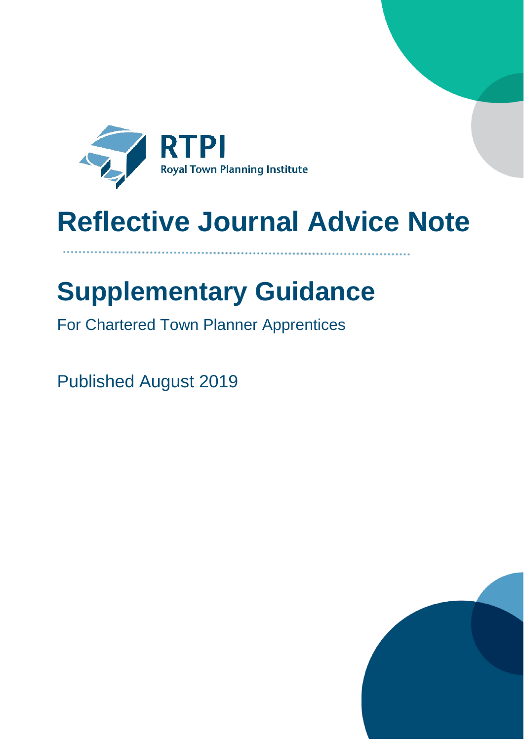RTPI

Royal Town Planning Institute

# Reflective Journal Advice Note

## Supplementary Guidance

For Chartered Town Planner Apprentices

Published August 2019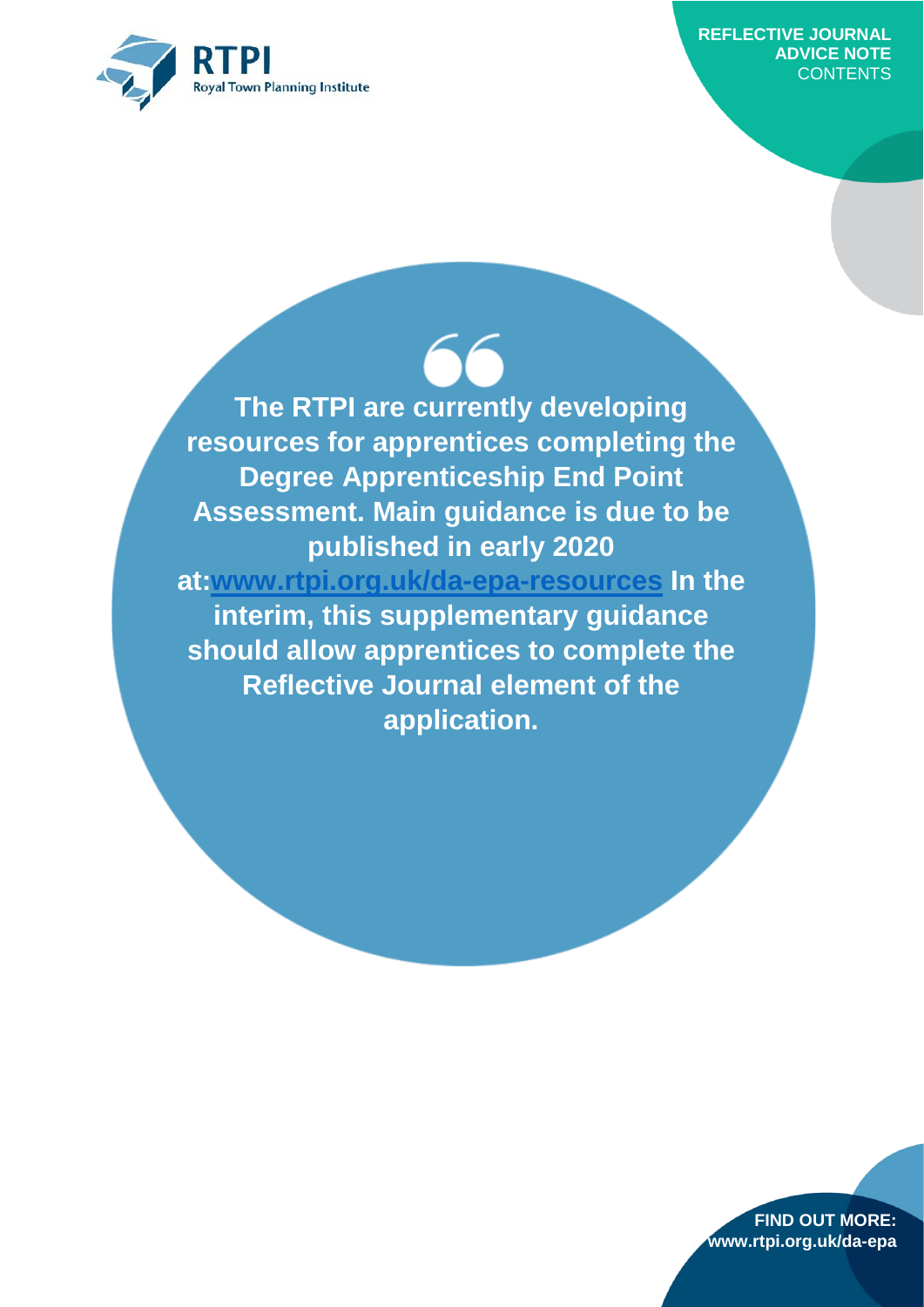**The RTPI are currently developing resources for apprentices completing the Degree Apprenticeship End Point Assessment. Main guidance is due to be published in early 2020 at:[www.rtpi.org.uk/da-epa-resources](www.rtpi.org.uk/da-epa-resources) In the interim, this supplementary guidance should allow apprentices to complete the Reflective Journal element of the application.**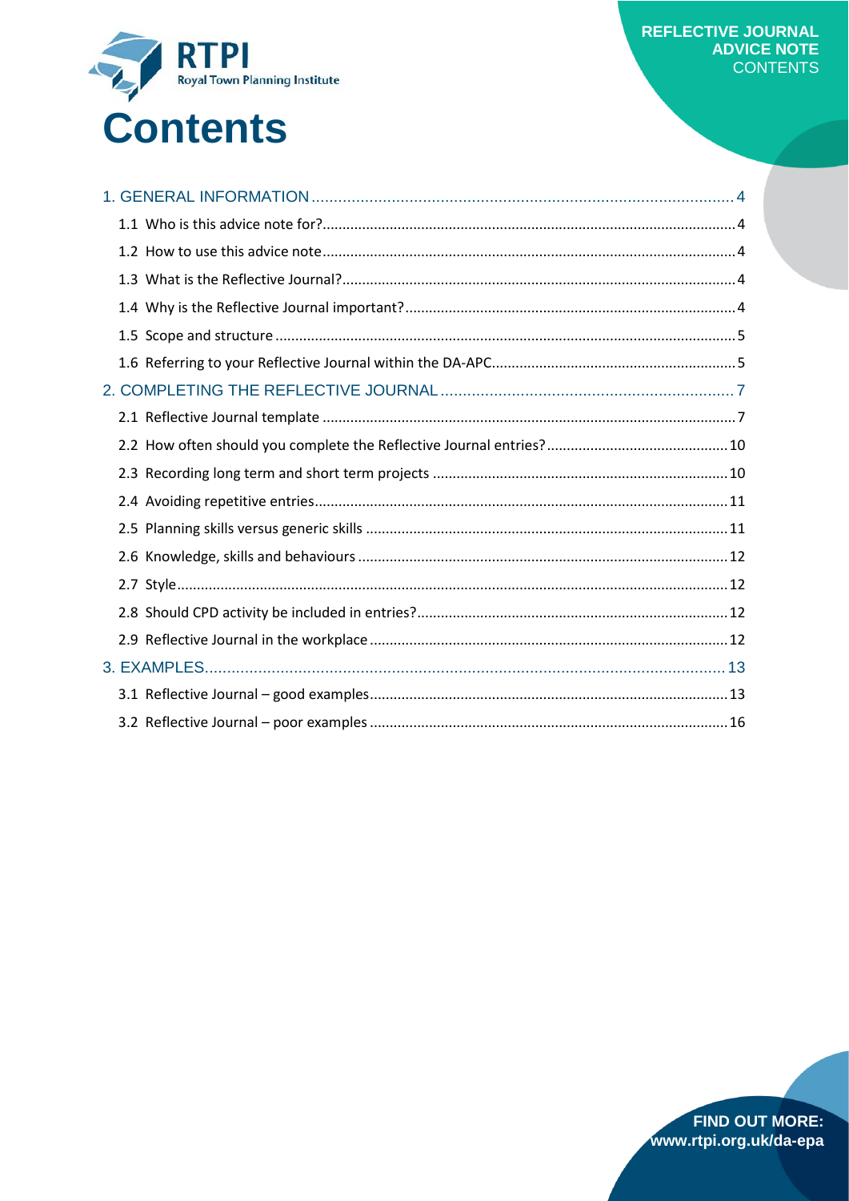# Contents

1. GENERAL INFORMATION ... 4
   - 1.1 Who is this advice note for? ... 4
   - 1.2 How to use this advice note ... 4
   - 1.3 What is the Reflective Journal? ... 4
   - 1.4 Why is the Reflective Journal important? ... 4
   - 1.5 Scope and structure ... 5
   - 1.6 Referring to your Reflective Journal within the DA-APC ... 5
2. COMPLETING THE REFLECTIVE JOURNAL ... 7
   - 2.1 Reflective Journal template ... 7
   - 2.2 How often should you complete the Reflective Journal entries? ... 10
   - 2.3 Recording long term and short term projects ... 10
   - 2.4 Avoiding repetitive entries ... 11
   - 2.5 Planning skills versus generic skills ... 11
   - 2.6 Knowledge, skills and behaviours ... 12
   - 2.7 Style ... 12
   - 2.8 Should CPD activity be included in entries? ... 12
   - 2.9 Reflective Journal in the workplace ... 12
3. EXAMPLES ... 13
   - 3.1 Reflective Journal – good examples ... 13
   - 3.2 Reflective Journal – poor examples ... 16

FIND OUT MORE: www.rtpi.org.uk/da-epa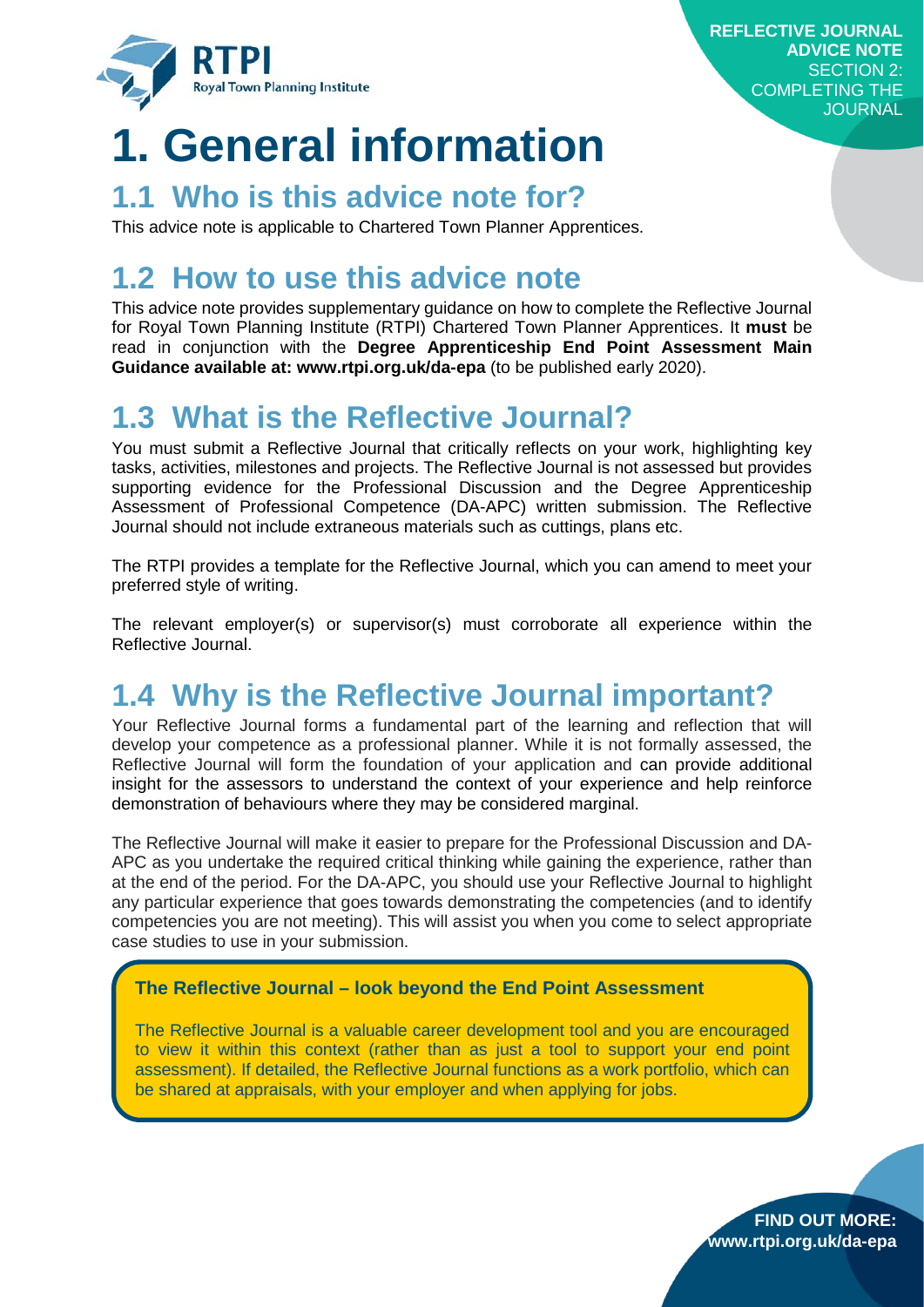# 1. General information

## 1.1 Who is this advice note for?

This advice note is applicable to Chartered Town Planner Apprentices.

## 1.2 How to use this advice note

This advice note provides supplementary guidance on how to complete the Reflective Journal for Royal Town Planning Institute (RTPI) Chartered Town Planner Apprentices. It **must** be read in conjunction with the **Degree Apprenticeship End Point Assessment Main Guidance available at: www.rtpi.org.uk/da-epa** (to be published early 2020).

## 1.3 What is the Reflective Journal?

You must submit a Reflective Journal that critically reflects on your work, highlighting key tasks, activities, milestones and projects. The Reflective Journal is not assessed but provides supporting evidence for the Professional Discussion and the Degree Apprenticeship Assessment of Professional Competence (DA-APC) written submission. The Reflective Journal should not include extraneous materials such as cuttings, plans etc.

The RTPI provides a template for the Reflective Journal, which you can amend to meet your preferred style of writing.

The relevant employer(s) or supervisor(s) must corroborate all experience within the Reflective Journal.

## 1.4 Why is the Reflective Journal important?

Your Reflective Journal forms a fundamental part of the learning and reflection that will develop your competence as a professional planner. While it is not formally assessed, the Reflective Journal will form the foundation of your application and can provide additional insight for the assessors to understand the context of your experience and help reinforce demonstration of behaviours where they may be considered marginal.

The Reflective Journal will make it easier to prepare for the Professional Discussion and DA-APC as you undertake the required critical thinking while gaining the experience, rather than at the end of the period. For the DA-APC, you should use your Reflective Journal to highlight any particular experience that goes towards demonstrating the competencies (and to identify competencies you are not meeting). This will assist you when you come to select appropriate case studies to use in your submission.

**The Reflective Journal – look beyond the End Point Assessment**

The Reflective Journal is a valuable career development tool and you are encouraged to view it within this context (rather than as just a tool to support your end point assessment). If detailed, the Reflective Journal functions as a work portfolio, which can be shared at appraisals, with your employer and when applying for jobs.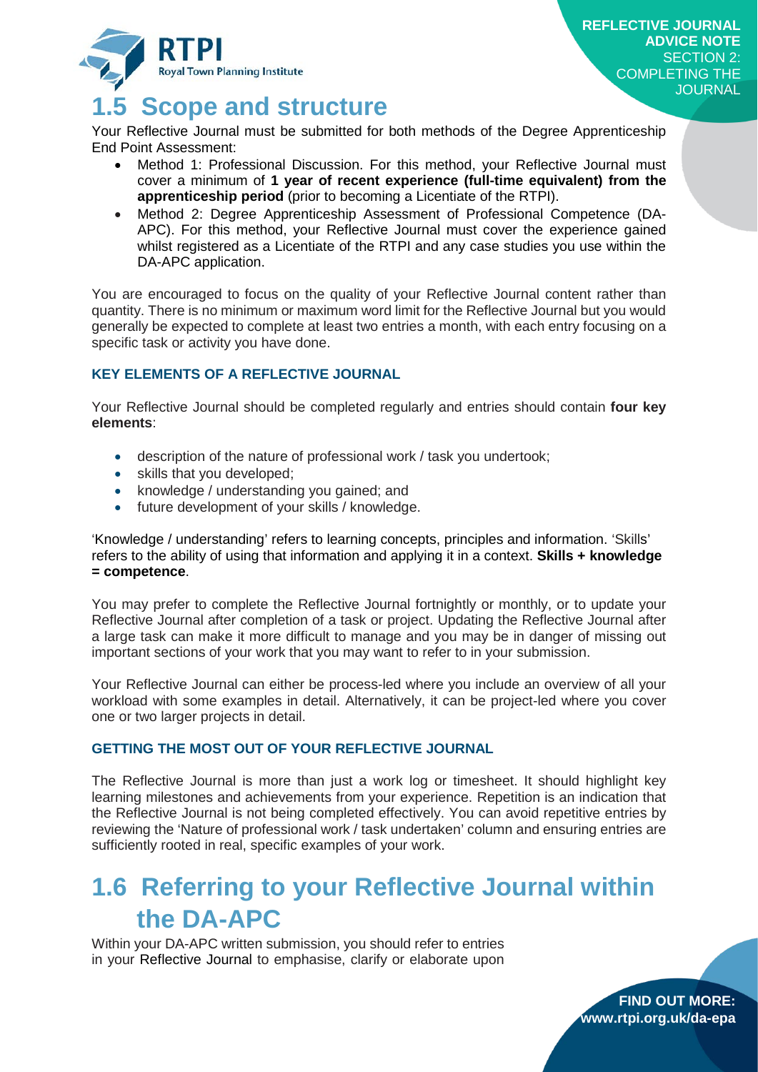## 1.5 Scope and structure

Your Reflective Journal must be submitted for both methods of the Degree Apprenticeship End Point Assessment:

- Method 1: Professional Discussion. For this method, your Reflective Journal must cover a minimum of **1 year of recent experience (full-time equivalent) from the apprenticeship period** (prior to becoming a Licentiate of the RTPI).
- Method 2: Degree Apprenticeship Assessment of Professional Competence (DA-APC). For this method, your Reflective Journal must cover the experience gained whilst registered as a Licentiate of the RTPI and any case studies you use within the DA-APC application.

You are encouraged to focus on the quality of your Reflective Journal content rather than quantity. There is no minimum or maximum word limit for the Reflective Journal but you would generally be expected to complete at least two entries a month, with each entry focusing on a specific task or activity you have done.

### KEY ELEMENTS OF A REFLECTIVE JOURNAL

Your Reflective Journal should be completed regularly and entries should contain **four key elements**:

- description of the nature of professional work / task you undertook;
- skills that you developed;
- knowledge / understanding you gained; and
- future development of your skills / knowledge.

'Knowledge / understanding' refers to learning concepts, principles and information. 'Skills' refers to the ability of using that information and applying it in a context. **Skills + knowledge = competence**.

You may prefer to complete the Reflective Journal fortnightly or monthly, or to update your Reflective Journal after completion of a task or project. Updating the Reflective Journal after a large task can make it more difficult to manage and you may be in danger of missing out important sections of your work that you may want to refer to in your submission.

Your Reflective Journal can either be process-led where you include an overview of all your workload with some examples in detail. Alternatively, it can be project-led where you cover one or two larger projects in detail.

### GETTING THE MOST OUT OF YOUR REFLECTIVE JOURNAL

The Reflective Journal is more than just a work log or timesheet. It should highlight key learning milestones and achievements from your experience. Repetition is an indication that the Reflective Journal is not being completed effectively. You can avoid repetitive entries by reviewing the 'Nature of professional work / task undertaken' column and ensuring entries are sufficiently rooted in real, specific examples of your work.

## 1.6 Referring to your Reflective Journal within the DA-APC

Within your DA-APC written submission, you should refer to entries in your Reflective Journal to emphasise, clarify or elaborate upon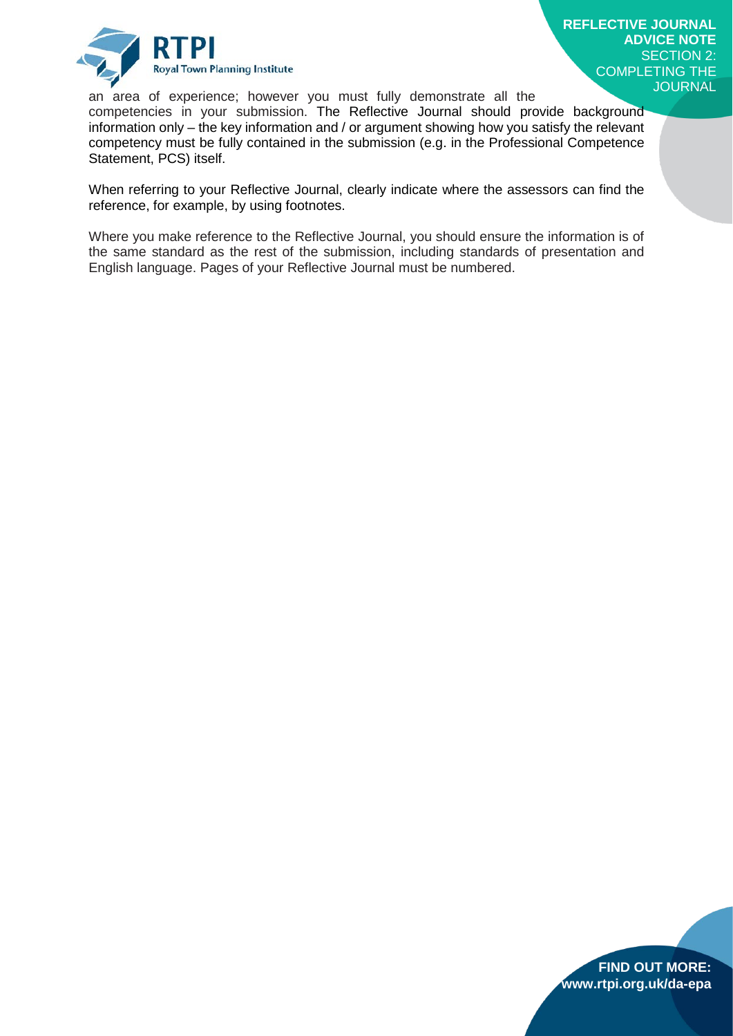an area of experience; however you must fully demonstrate all the competencies in your submission. The Reflective Journal should provide background information only – the key information and / or argument showing how you satisfy the relevant competency must be fully contained in the submission (e.g. in the Professional Competence Statement, PCS) itself.

When referring to your Reflective Journal, clearly indicate where the assessors can find the reference, for example, by using footnotes.

Where you make reference to the Reflective Journal, you should ensure the information is of the same standard as the rest of the submission, including standards of presentation and English language. Pages of your Reflective Journal must be numbered.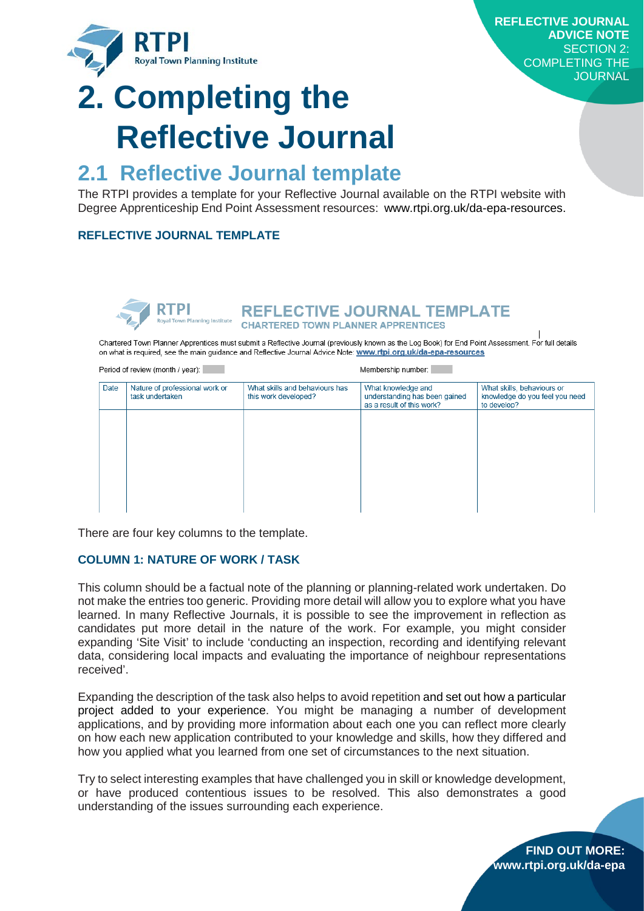# 2. Completing the Reflective Journal

## 2.1 Reflective Journal template

The RTPI provides a template for your Reflective Journal available on the RTPI website with Degree Apprenticeship End Point Assessment resources: www.rtpi.org.uk/da-epa-resources.

### REFLECTIVE JOURNAL TEMPLATE

**REFLECTIVE JOURNAL TEMPLATE**
**CHARTERED TOWN PLANNER APPRENTICES**

Chartered Town Planner Apprentices must submit a Reflective Journal (previously known as the Log Book) for End Point Assessment. For full details on what is required, see the main guidance and Reflective Journal Advice Note: www.rtpi.org.uk/da-epa-resources

Period of review (month / year):

Membership number:

| Date | Nature of professional work or task undertaken | What skills and behaviours has this work developed? | What knowledge and understanding has been gained as a result of this work? | What skills, behaviours or knowledge do you feel you need to develop? |
|---|---|---|---|---|
| | | | | |

There are four key columns to the template.

### COLUMN 1: NATURE OF WORK / TASK

This column should be a factual note of the planning or planning-related work undertaken. Do not make the entries too generic. Providing more detail will allow you to explore what you have learned. In many Reflective Journals, it is possible to see the improvement in reflection as candidates put more detail in the nature of the work. For example, you might consider expanding 'Site Visit' to include 'conducting an inspection, recording and identifying relevant data, considering local impacts and evaluating the importance of neighbour representations received'.

Expanding the description of the task also helps to avoid repetition and set out how a particular project added to your experience. You might be managing a number of development applications, and by providing more information about each one you can reflect more clearly on how each new application contributed to your knowledge and skills, how they differed and how you applied what you learned from one set of circumstances to the next situation.

Try to select interesting examples that have challenged you in skill or knowledge development, or have produced contentious issues to be resolved. This also demonstrates a good understanding of the issues surrounding each experience.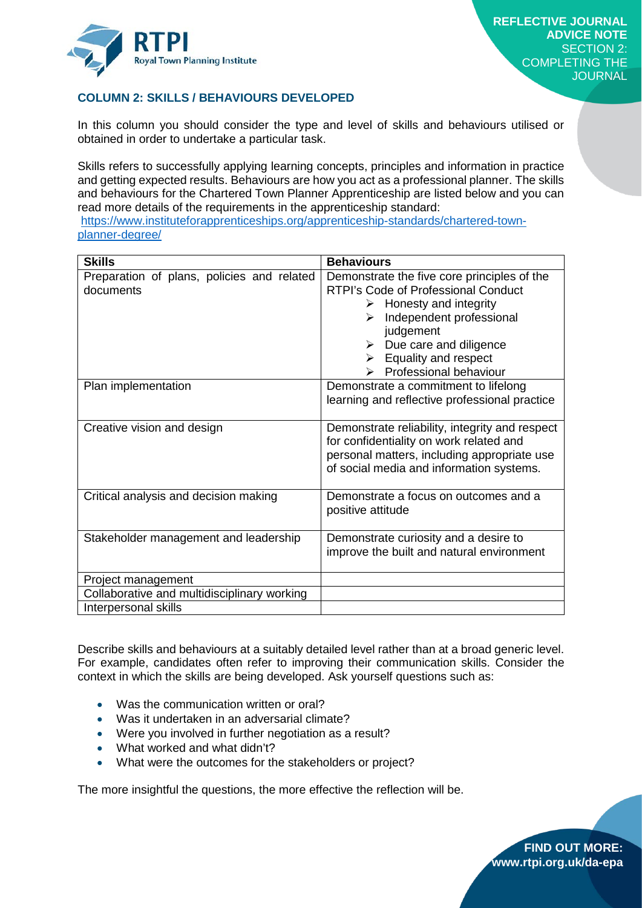## COLUMN 2: SKILLS / BEHAVIOURS DEVELOPED

In this column you should consider the type and level of skills and behaviours utilised or obtained in order to undertake a particular task.

Skills refers to successfully applying learning concepts, principles and information in practice and getting expected results. Behaviours are how you act as a professional planner. The skills and behaviours for the Chartered Town Planner Apprenticeship are listed below and you can read more details of the requirements in the apprenticeship standard: https://www.instituteforapprenticeships.org/apprenticeship-standards/chartered-town-planner-degree/

| Skills | Behaviours |
| --- | --- |
| Preparation of plans, policies and related documents | Demonstrate the five core principles of the RTPI's Code of Professional Conduct<br>➢ Honesty and integrity<br>➢ Independent professional judgement<br>➢ Due care and diligence<br>➢ Equality and respect<br>➢ Professional behaviour |
| Plan implementation | Demonstrate a commitment to lifelong learning and reflective professional practice |
| Creative vision and design | Demonstrate reliability, integrity and respect for confidentiality on work related and personal matters, including appropriate use of social media and information systems. |
| Critical analysis and decision making | Demonstrate a focus on outcomes and a positive attitude |
| Stakeholder management and leadership | Demonstrate curiosity and a desire to improve the built and natural environment |
| Project management | |
| Collaborative and multidisciplinary working | |
| Interpersonal skills | |

Describe skills and behaviours at a suitably detailed level rather than at a broad generic level. For example, candidates often refer to improving their communication skills. Consider the context in which the skills are being developed. Ask yourself questions such as:

- Was the communication written or oral?
- Was it undertaken in an adversarial climate?
- Were you involved in further negotiation as a result?
- What worked and what didn't?
- What were the outcomes for the stakeholders or project?

The more insightful the questions, the more effective the reflection will be.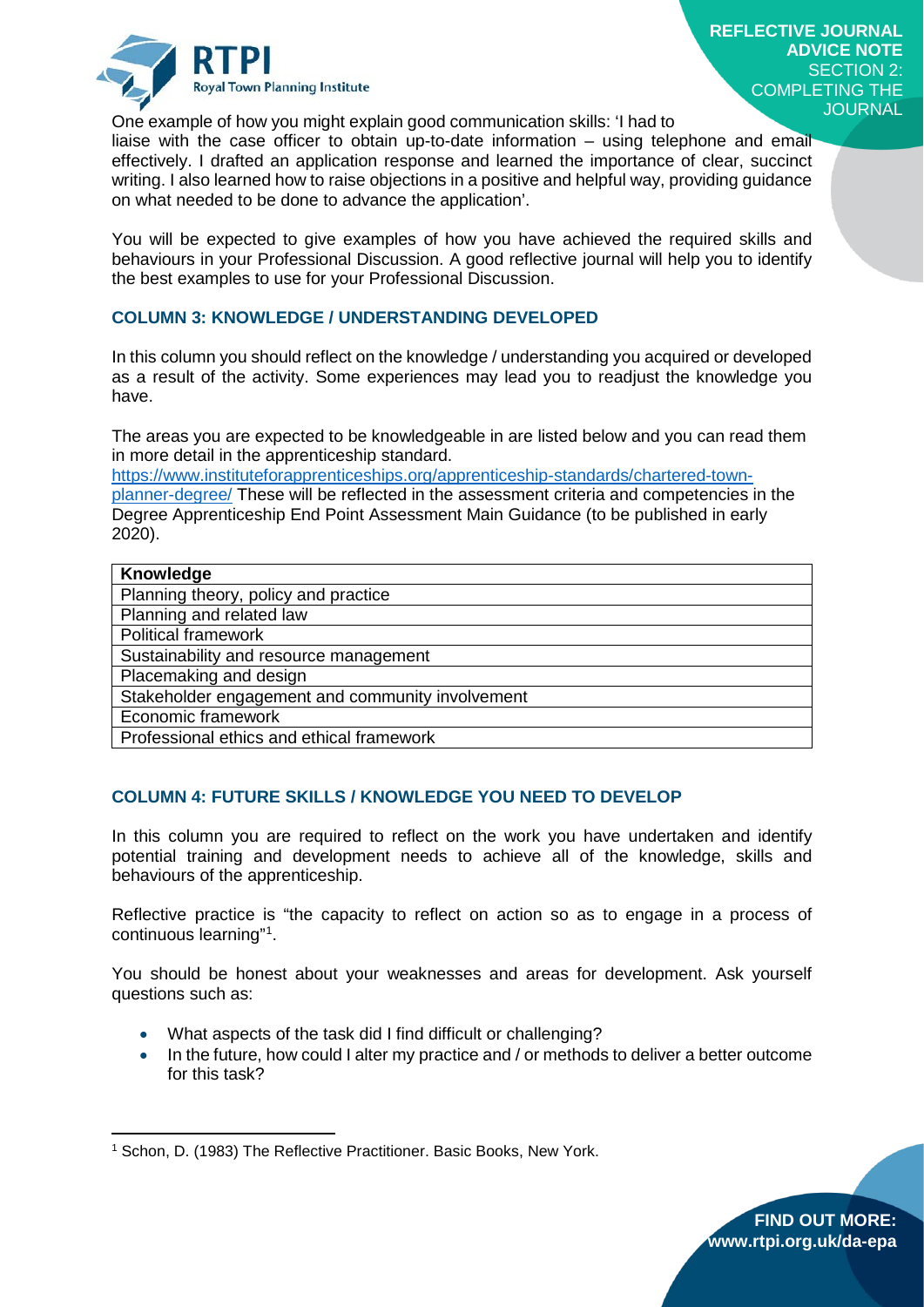One example of how you might explain good communication skills: 'I had to liaise with the case officer to obtain up-to-date information – using telephone and email effectively. I drafted an application response and learned the importance of clear, succinct writing. I also learned how to raise objections in a positive and helpful way, providing guidance on what needed to be done to advance the application'.

You will be expected to give examples of how you have achieved the required skills and behaviours in your Professional Discussion. A good reflective journal will help you to identify the best examples to use for your Professional Discussion.

### COLUMN 3: KNOWLEDGE / UNDERSTANDING DEVELOPED

In this column you should reflect on the knowledge / understanding you acquired or developed as a result of the activity. Some experiences may lead you to readjust the knowledge you have.

The areas you are expected to be knowledgeable in are listed below and you can read them in more detail in the apprenticeship standard. https://www.instituteforapprenticeships.org/apprenticeship-standards/chartered-town-planner-degree/ These will be reflected in the assessment criteria and competencies in the Degree Apprenticeship End Point Assessment Main Guidance (to be published in early 2020).

| Knowledge |
| --- |
| Planning theory, policy and practice |
| Planning and related law |
| Political framework |
| Sustainability and resource management |
| Placemaking and design |
| Stakeholder engagement and community involvement |
| Economic framework |
| Professional ethics and ethical framework |

### COLUMN 4: FUTURE SKILLS / KNOWLEDGE YOU NEED TO DEVELOP

In this column you are required to reflect on the work you have undertaken and identify potential training and development needs to achieve all of the knowledge, skills and behaviours of the apprenticeship.

Reflective practice is "the capacity to reflect on action so as to engage in a process of continuous learning"[1].

You should be honest about your weaknesses and areas for development. Ask yourself questions such as:

- What aspects of the task did I find difficult or challenging?
- In the future, how could I alter my practice and / or methods to deliver a better outcome for this task?

[1] Schon, D. (1983) The Reflective Practitioner. Basic Books, New York.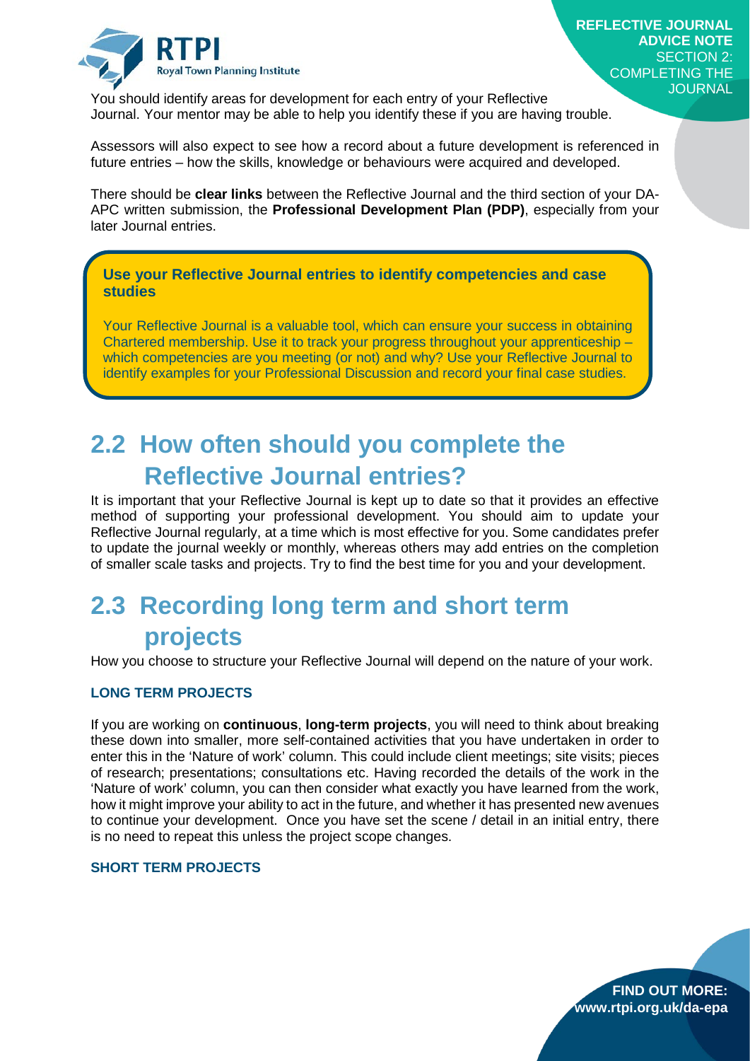You should identify areas for development for each entry of your Reflective Journal. Your mentor may be able to help you identify these if you are having trouble.

Assessors will also expect to see how a record about a future development is referenced in future entries – how the skills, knowledge or behaviours were acquired and developed.

There should be **clear links** between the Reflective Journal and the third section of your DA-APC written submission, the **Professional Development Plan (PDP)**, especially from your later Journal entries.

**Use your Reflective Journal entries to identify competencies and case studies**

Your Reflective Journal is a valuable tool, which can ensure your success in obtaining Chartered membership. Use it to track your progress throughout your apprenticeship – which competencies are you meeting (or not) and why? Use your Reflective Journal to identify examples for your Professional Discussion and record your final case studies.

## 2.2 How often should you complete the Reflective Journal entries?

It is important that your Reflective Journal is kept up to date so that it provides an effective method of supporting your professional development. You should aim to update your Reflective Journal regularly, at a time which is most effective for you. Some candidates prefer to update the journal weekly or monthly, whereas others may add entries on the completion of smaller scale tasks and projects. Try to find the best time for you and your development.

## 2.3 Recording long term and short term projects

How you choose to structure your Reflective Journal will depend on the nature of your work.

### LONG TERM PROJECTS

If you are working on **continuous**, **long-term projects**, you will need to think about breaking these down into smaller, more self-contained activities that you have undertaken in order to enter this in the 'Nature of work' column. This could include client meetings; site visits; pieces of research; presentations; consultations etc. Having recorded the details of the work in the 'Nature of work' column, you can then consider what exactly you have learned from the work, how it might improve your ability to act in the future, and whether it has presented new avenues to continue your development. Once you have set the scene / detail in an initial entry, there is no need to repeat this unless the project scope changes.

### SHORT TERM PROJECTS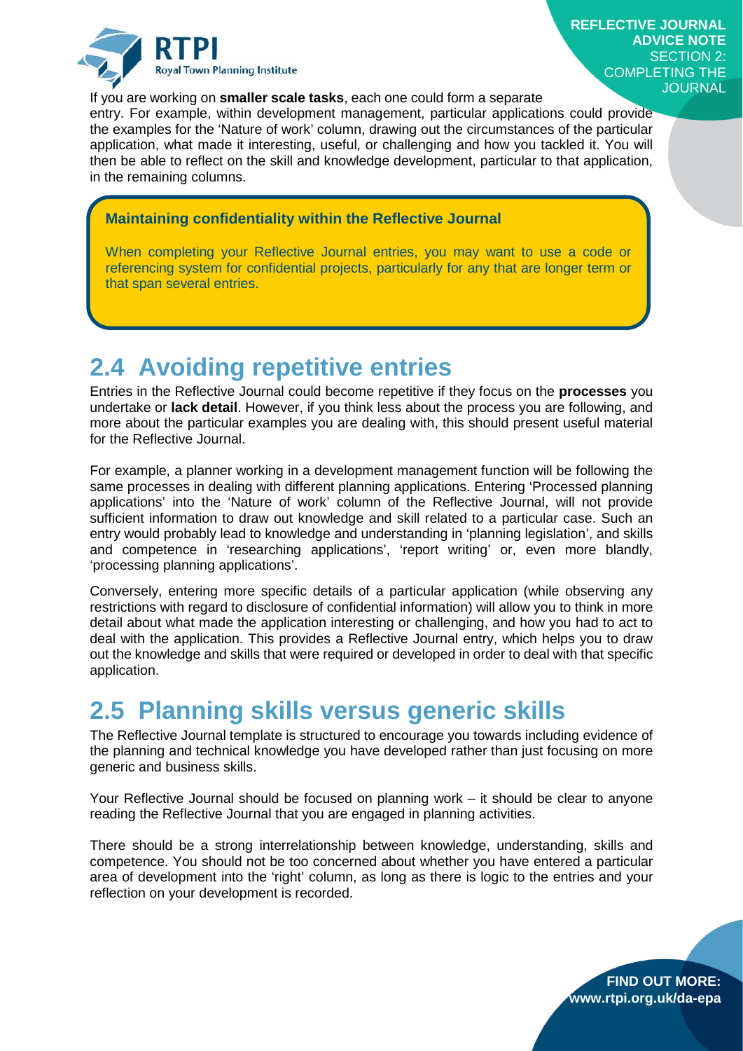If you are working on **smaller scale tasks**, each one could form a separate entry. For example, within development management, particular applications could provide the examples for the 'Nature of work' column, drawing out the circumstances of the particular application, what made it interesting, useful, or challenging and how you tackled it. You will then be able to reflect on the skill and knowledge development, particular to that application, in the remaining columns.

> **Maintaining confidentiality within the Reflective Journal**
>
> When completing your Reflective Journal entries, you may want to use a code or referencing system for confidential projects, particularly for any that are longer term or that span several entries.

## 2.4 Avoiding repetitive entries

Entries in the Reflective Journal could become repetitive if they focus on the **processes** you undertake or **lack detail**. However, if you think less about the process you are following, and more about the particular examples you are dealing with, this should present useful material for the Reflective Journal.

For example, a planner working in a development management function will be following the same processes in dealing with different planning applications. Entering 'Processed planning applications' into the 'Nature of work' column of the Reflective Journal, will not provide sufficient information to draw out knowledge and skill related to a particular case. Such an entry would probably lead to knowledge and understanding in 'planning legislation', and skills and competence in 'researching applications', 'report writing' or, even more blandly, 'processing planning applications'.

Conversely, entering more specific details of a particular application (while observing any restrictions with regard to disclosure of confidential information) will allow you to think in more detail about what made the application interesting or challenging, and how you had to act to deal with the application. This provides a Reflective Journal entry, which helps you to draw out the knowledge and skills that were required or developed in order to deal with that specific application.

## 2.5 Planning skills versus generic skills

The Reflective Journal template is structured to encourage you towards including evidence of the planning and technical knowledge you have developed rather than just focusing on more generic and business skills.

Your Reflective Journal should be focused on planning work – it should be clear to anyone reading the Reflective Journal that you are engaged in planning activities.

There should be a strong interrelationship between knowledge, understanding, skills and competence. You should not be too concerned about whether you have entered a particular area of development into the 'right' column, as long as there is logic to the entries and your reflection on your development is recorded.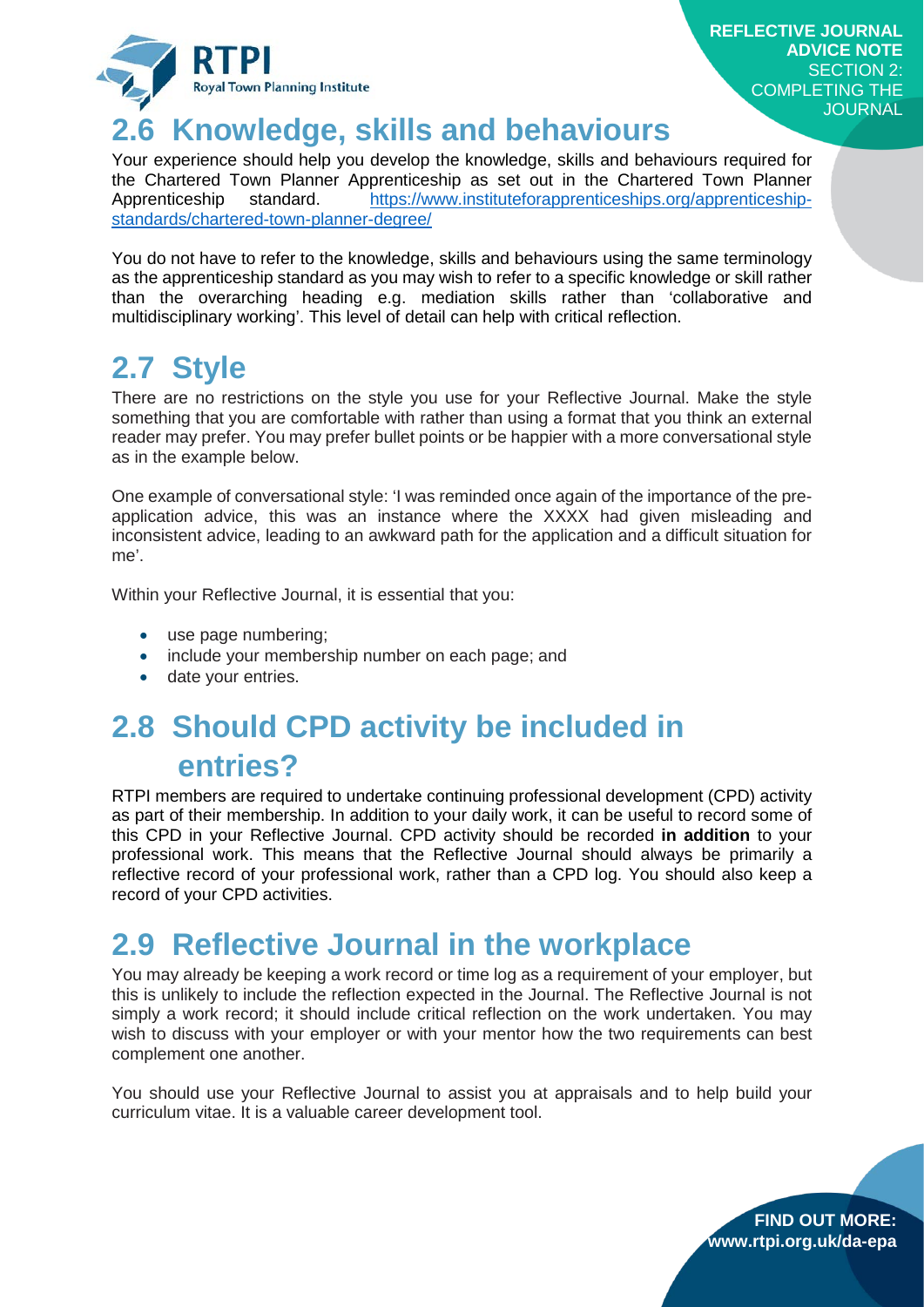## 2.6 Knowledge, skills and behaviours

Your experience should help you develop the knowledge, skills and behaviours required for the Chartered Town Planner Apprenticeship as set out in the Chartered Town Planner Apprenticeship standard. https://www.instituteforapprenticeships.org/apprenticeship-standards/chartered-town-planner-degree/

You do not have to refer to the knowledge, skills and behaviours using the same terminology as the apprenticeship standard as you may wish to refer to a specific knowledge or skill rather than the overarching heading e.g. mediation skills rather than 'collaborative and multidisciplinary working'. This level of detail can help with critical reflection.

## 2.7 Style

There are no restrictions on the style you use for your Reflective Journal. Make the style something that you are comfortable with rather than using a format that you think an external reader may prefer. You may prefer bullet points or be happier with a more conversational style as in the example below.

One example of conversational style: 'I was reminded once again of the importance of the pre-application advice, this was an instance where the XXXX had given misleading and inconsistent advice, leading to an awkward path for the application and a difficult situation for me'.

Within your Reflective Journal, it is essential that you:

- use page numbering;
- include your membership number on each page; and
- date your entries.

## 2.8 Should CPD activity be included in entries?

RTPI members are required to undertake continuing professional development (CPD) activity as part of their membership. In addition to your daily work, it can be useful to record some of this CPD in your Reflective Journal. CPD activity should be recorded **in addition** to your professional work. This means that the Reflective Journal should always be primarily a reflective record of your professional work, rather than a CPD log. You should also keep a record of your CPD activities.

## 2.9 Reflective Journal in the workplace

You may already be keeping a work record or time log as a requirement of your employer, but this is unlikely to include the reflection expected in the Journal. The Reflective Journal is not simply a work record; it should include critical reflection on the work undertaken. You may wish to discuss with your employer or with your mentor how the two requirements can best complement one another.

You should use your Reflective Journal to assist you at appraisals and to help build your curriculum vitae. It is a valuable career development tool.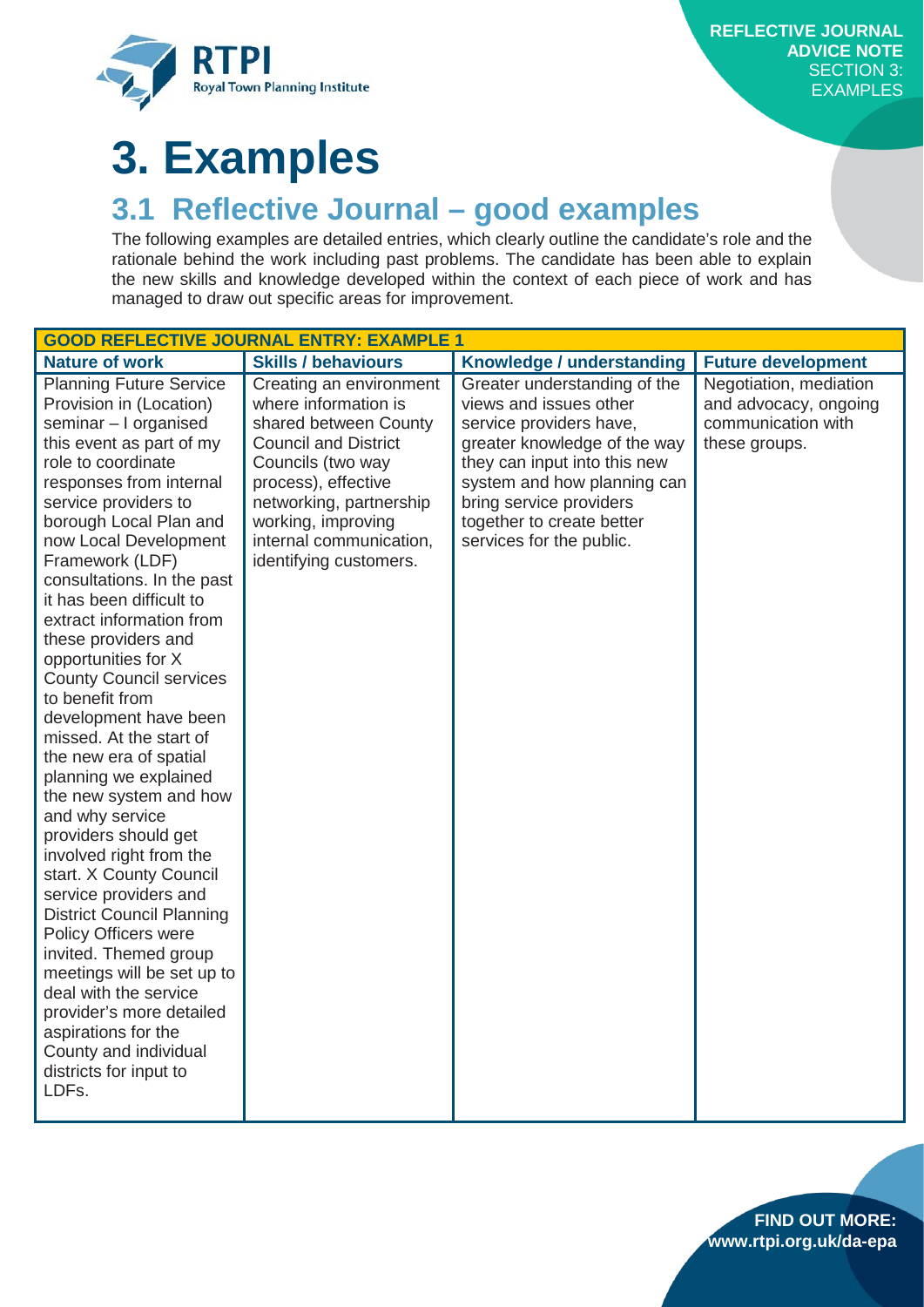# 3. Examples

## 3.1 Reflective Journal – good examples

The following examples are detailed entries, which clearly outline the candidate's role and the rationale behind the work including past problems. The candidate has been able to explain the new skills and knowledge developed within the context of each piece of work and has managed to draw out specific areas for improvement.

| GOOD REFLECTIVE JOURNAL ENTRY: EXAMPLE 1 | | | |
|---|---|---|---|
| **Nature of work** | **Skills / behaviours** | **Knowledge / understanding** | **Future development** |
| Planning Future Service Provision in (Location) seminar – I organised this event as part of my role to coordinate responses from internal service providers to borough Local Plan and now Local Development Framework (LDF) consultations. In the past it has been difficult to extract information from these providers and opportunities for X County Council services to benefit from development have been missed. At the start of the new era of spatial planning we explained the new system and how and why service providers should get involved right from the start. X County Council service providers and District Council Planning Policy Officers were invited. Themed group meetings will be set up to deal with the service provider's more detailed aspirations for the County and individual districts for input to LDFs. | Creating an environment where information is shared between County Council and District Councils (two way process), effective networking, partnership working, improving internal communication, identifying customers. | Greater understanding of the views and issues other service providers have, greater knowledge of the way they can input into this new system and how planning can bring service providers together to create better services for the public. | Negotiation, mediation and advocacy, ongoing communication with these groups. |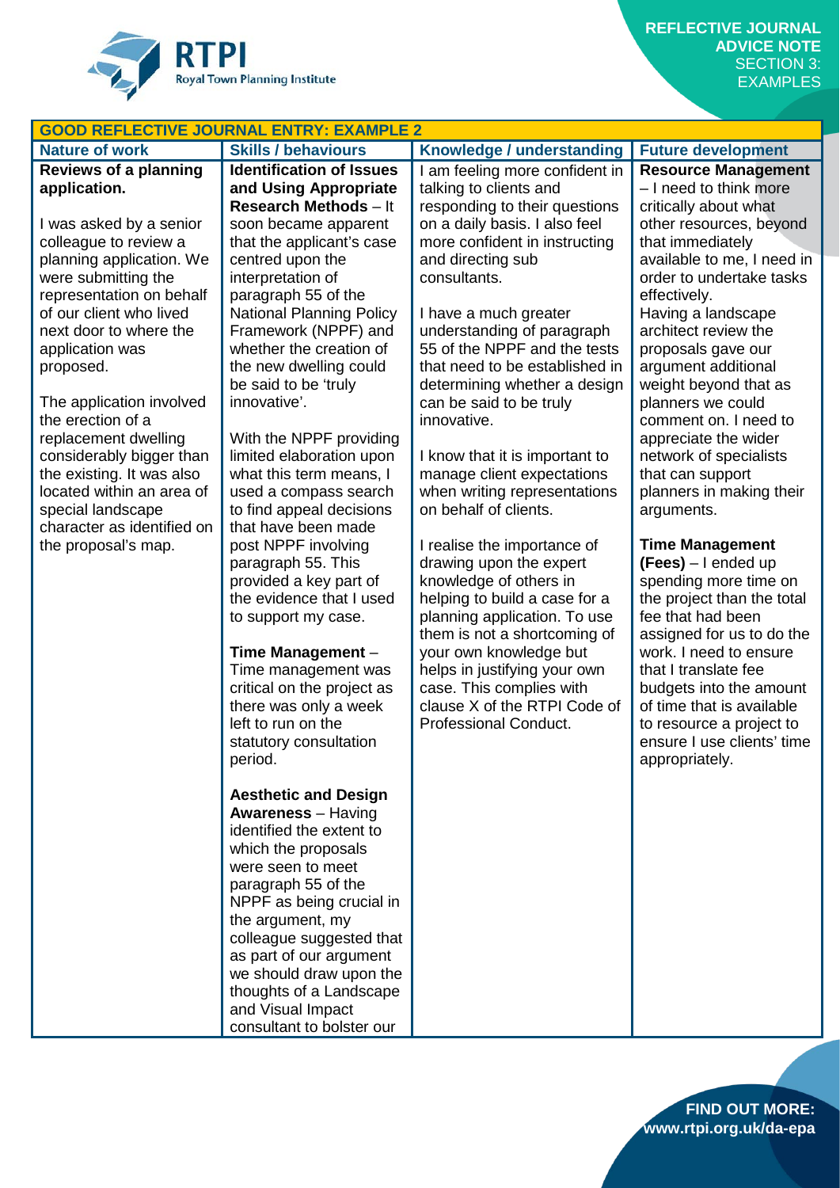| GOOD REFLECTIVE JOURNAL ENTRY: EXAMPLE 2 | | | |
|---|---|---|---|
| **Nature of work** | **Skills / behaviours** | **Knowledge / understanding** | **Future development** |
| **Reviews of a planning application.**<br><br>I was asked by a senior colleague to review a planning application. We were submitting the representation on behalf of our client who lived next door to where the application was proposed.<br><br>The application involved the erection of a replacement dwelling considerably bigger than the existing. It was also located within an area of special landscape character as identified on the proposal's map. | **Identification of Issues and Using Appropriate Research Methods** – It soon became apparent that the applicant's case centred upon the interpretation of paragraph 55 of the National Planning Policy Framework (NPPF) and whether the creation of the new dwelling could be said to be 'truly innovative'.<br><br>With the NPPF providing limited elaboration upon what this term means, I used a compass search to find appeal decisions that have been made post NPPF involving paragraph 55. This provided a key part of the evidence that I used to support my case.<br><br>**Time Management** – Time management was critical on the project as there was only a week left to run on the statutory consultation period.<br><br>**Aesthetic and Design Awareness** – Having identified the extent to which the proposals were seen to meet paragraph 55 of the NPPF as being crucial in the argument, my colleague suggested that as part of our argument we should draw upon the thoughts of a Landscape and Visual Impact consultant to bolster our | I am feeling more confident in talking to clients and responding to their questions on a daily basis. I also feel more confident in instructing and directing sub consultants.<br><br>I have a much greater understanding of paragraph 55 of the NPPF and the tests that need to be established in determining whether a design can be said to be truly innovative.<br><br>I know that it is important to manage client expectations when writing representations on behalf of clients.<br><br>I realise the importance of drawing upon the expert knowledge of others in helping to build a case for a planning application. To use them is not a shortcoming of your own knowledge but helps in justifying your own case. This complies with clause X of the RTPI Code of Professional Conduct. | **Resource Management** – I need to think more critically about what other resources, beyond that immediately available to me, I need in order to undertake tasks effectively.<br>Having a landscape architect review the proposals gave our argument additional weight beyond that as planners we could comment on. I need to appreciate the wider network of specialists that can support planners in making their arguments.<br><br>**Time Management (Fees)** – I ended up spending more time on the project than the total fee that had been assigned for us to do the work. I need to ensure that I translate fee budgets into the amount of time that is available to resource a project to ensure I use clients' time appropriately. |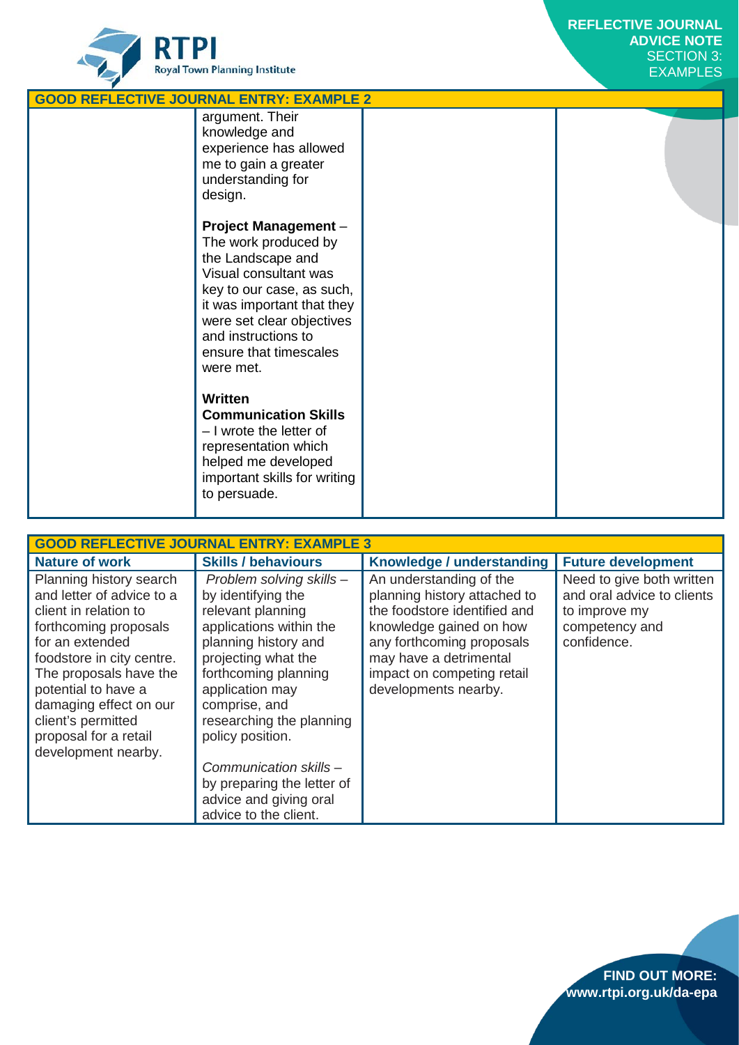## GOOD REFLECTIVE JOURNAL ENTRY: EXAMPLE 2

| | | | |
|---|---|---|---|
| | argument. Their knowledge and experience has allowed me to gain a greater understanding for design.<br><br>**Project Management** – The work produced by the Landscape and Visual consultant was key to our case, as such, it was important that they were set clear objectives and instructions to ensure that timescales were met.<br><br>**Written Communication Skills** – I wrote the letter of representation which helped me developed important skills for writing to persuade. | | |

## GOOD REFLECTIVE JOURNAL ENTRY: EXAMPLE 3

| Nature of work | Skills / behaviours | Knowledge / understanding | Future development |
|---|---|---|---|
| Planning history search and letter of advice to a client in relation to forthcoming proposals for an extended foodstore in city centre. The proposals have the potential to have a damaging effect on our client's permitted proposal for a retail development nearby. | *Problem solving skills* – by identifying the relevant planning applications within the planning history and projecting what the forthcoming planning application may comprise, and researching the planning policy position.<br><br>*Communication skills* – by preparing the letter of advice and giving oral advice to the client. | An understanding of the planning history attached to the foodstore identified and knowledge gained on how any forthcoming proposals may have a detrimental impact on competing retail developments nearby. | Need to give both written and oral advice to clients to improve my competency and confidence. |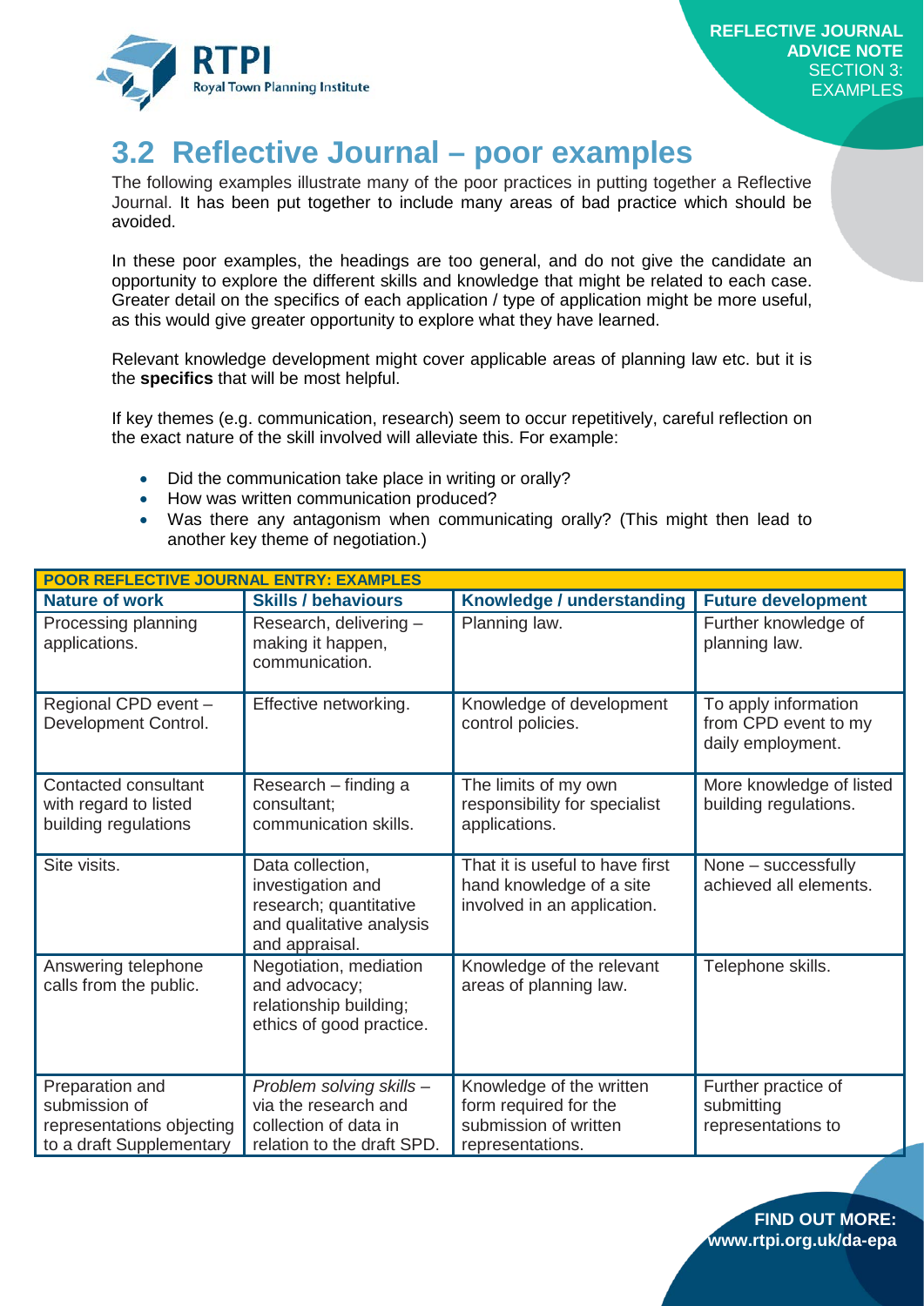## 3.2 Reflective Journal – poor examples

The following examples illustrate many of the poor practices in putting together a Reflective Journal. It has been put together to include many areas of bad practice which should be avoided.

In these poor examples, the headings are too general, and do not give the candidate an opportunity to explore the different skills and knowledge that might be related to each case. Greater detail on the specifics of each application / type of application might be more useful, as this would give greater opportunity to explore what they have learned.

Relevant knowledge development might cover applicable areas of planning law etc. but it is the **specifics** that will be most helpful.

If key themes (e.g. communication, research) seem to occur repetitively, careful reflection on the exact nature of the skill involved will alleviate this. For example:

- Did the communication take place in writing or orally?
- How was written communication produced?
- Was there any antagonism when communicating orally? (This might then lead to another key theme of negotiation.)

| **POOR REFLECTIVE JOURNAL ENTRY: EXAMPLES** | | | |
|---|---|---|---|
| **Nature of work** | **Skills / behaviours** | **Knowledge / understanding** | **Future development** |
| Processing planning applications. | Research, delivering – making it happen, communication. | Planning law. | Further knowledge of planning law. |
| Regional CPD event – Development Control. | Effective networking. | Knowledge of development control policies. | To apply information from CPD event to my daily employment. |
| Contacted consultant with regard to listed building regulations | Research – finding a consultant; communication skills. | The limits of my own responsibility for specialist applications. | More knowledge of listed building regulations. |
| Site visits. | Data collection, investigation and research; quantitative and qualitative analysis and appraisal. | That it is useful to have first hand knowledge of a site involved in an application. | None – successfully achieved all elements. |
| Answering telephone calls from the public. | Negotiation, mediation and advocacy; relationship building; ethics of good practice. | Knowledge of the relevant areas of planning law. | Telephone skills. |
| Preparation and submission of representations objecting to a draft Supplementary | *Problem solving skills* – via the research and collection of data in relation to the draft SPD. | Knowledge of the written form required for the submission of written representations. | Further practice of submitting representations to |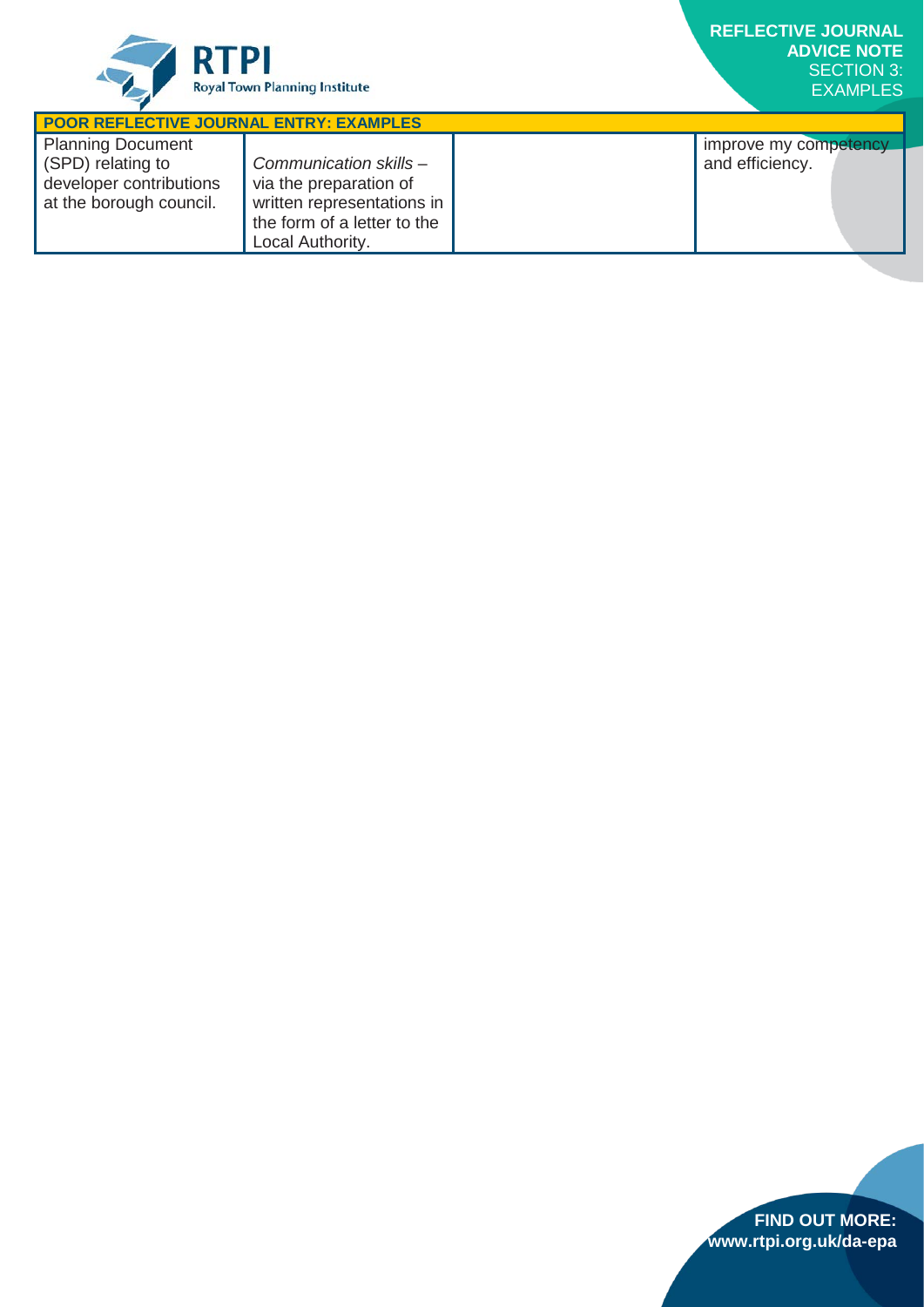| POOR REFLECTIVE JOURNAL ENTRY: EXAMPLES | | | |
|---|---|---|---|
| Planning Document (SPD) relating to developer contributions at the borough council. | *Communication skills* – via the preparation of written representations in the form of a letter to the Local Authority. | | improve my competency and efficiency. |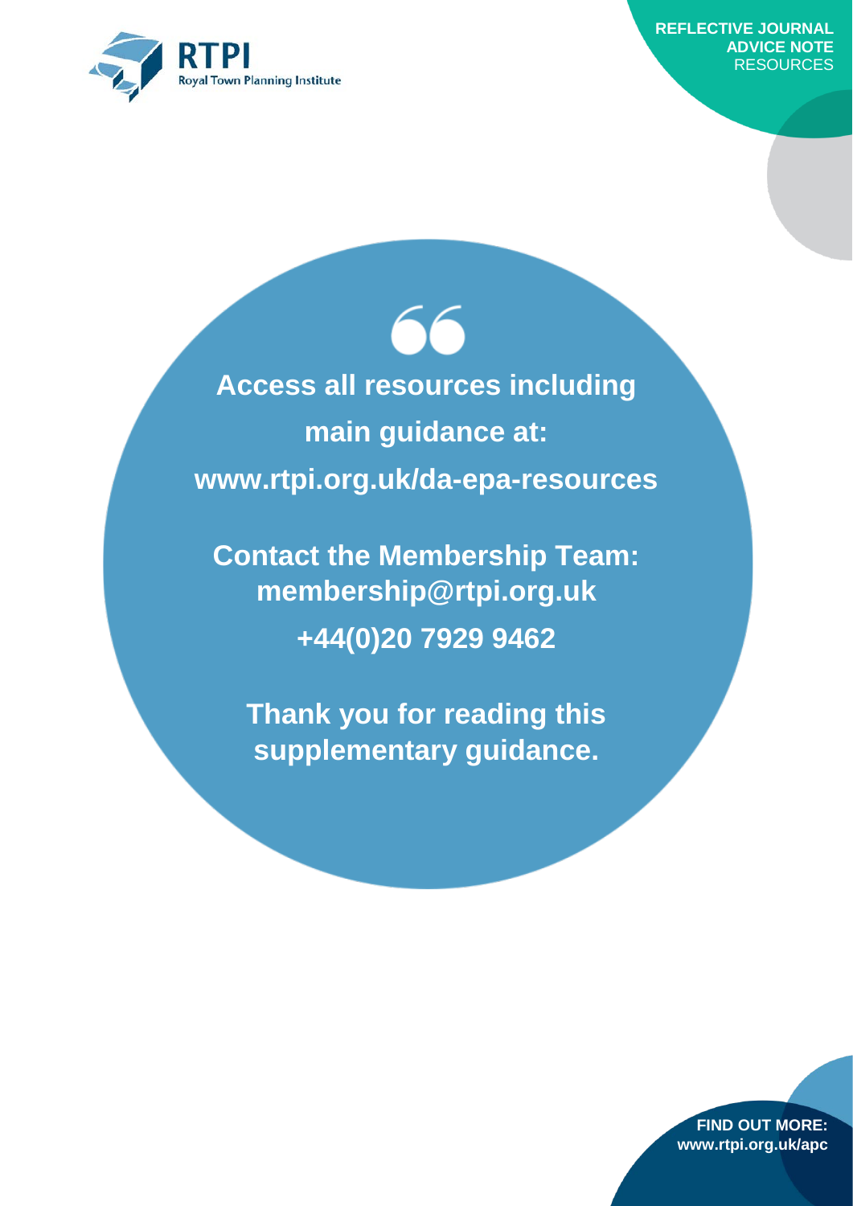**Access all resources including main guidance at: www.rtpi.org.uk/da-epa-resources**

**Contact the Membership Team: membership@rtpi.org.uk**

**+44(0)20 7929 9462**

**Thank you for reading this supplementary guidance.**

**FIND OUT MORE: www.rtpi.org.uk/apc**